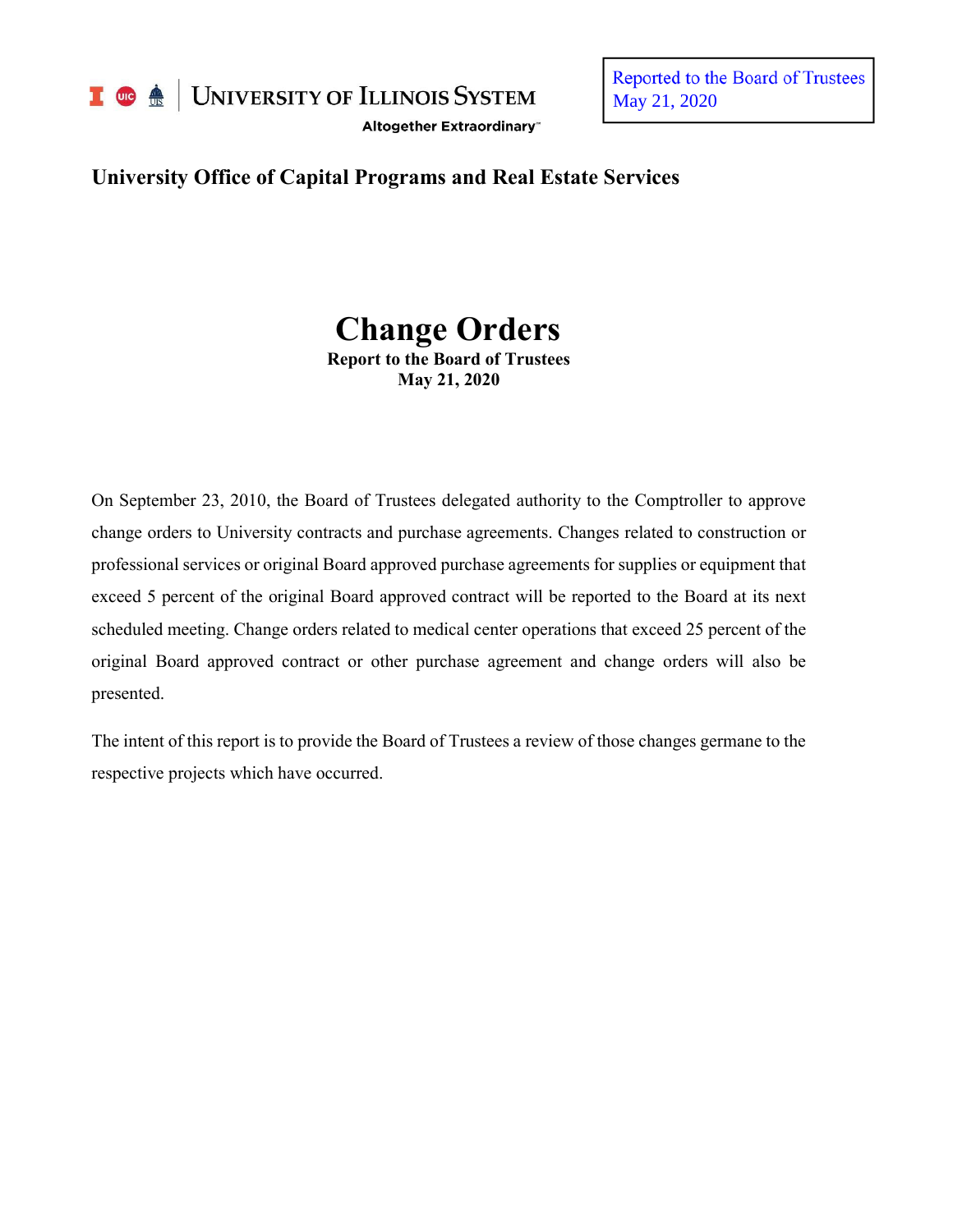University of Illinois System

Altogether Extraordinary™

Reported to the Board of Trustees
May 21, 2020

## University Office of Capital Programs and Real Estate Services

# Change Orders

**Report to the Board of Trustees**
**May 21, 2020**

On September 23, 2010, the Board of Trustees delegated authority to the Comptroller to approve change orders to University contracts and purchase agreements. Changes related to construction or professional services or original Board approved purchase agreements for supplies or equipment that exceed 5 percent of the original Board approved contract will be reported to the Board at its next scheduled meeting. Change orders related to medical center operations that exceed 25 percent of the original Board approved contract or other purchase agreement and change orders will also be presented.

The intent of this report is to provide the Board of Trustees a review of those changes germane to the respective projects which have occurred.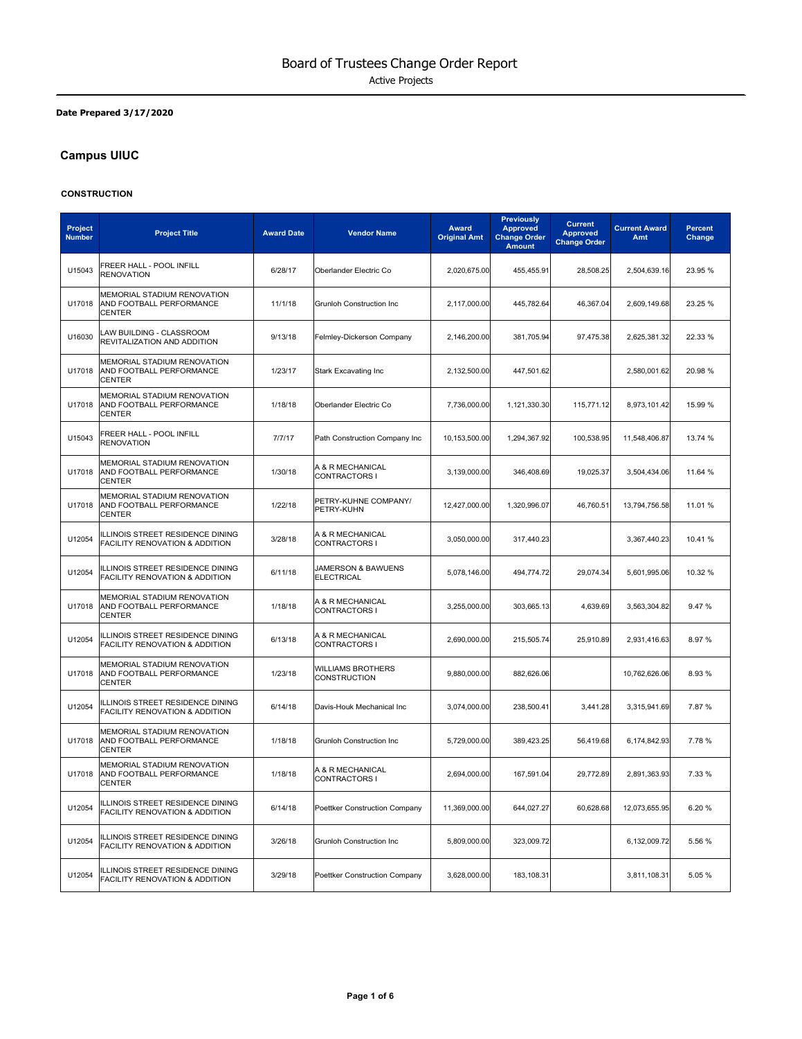# Board of Trustees Change Order Report

Active Projects

**Date Prepared 3/17/2020**

## Campus UIUC

### CONSTRUCTION

| Project Number | Project Title | Award Date | Vendor Name | Award Original Amt | Previously Approved Change Order Amount | Current Approved Change Order | Current Award Amt | Percent Change |
|---|---|---|---|---|---|---|---|---|
| U15043 | FREER HALL - POOL INFILL RENOVATION | 6/28/17 | Oberlander Electric Co | 2,020,675.00 | 455,455.91 | 28,508.25 | 2,504,639.16 | 23.95 % |
| U17018 | MEMORIAL STADIUM RENOVATION AND FOOTBALL PERFORMANCE CENTER | 11/1/18 | Grunloh Construction Inc | 2,117,000.00 | 445,782.64 | 46,367.04 | 2,609,149.68 | 23.25 % |
| U16030 | LAW BUILDING - CLASSROOM REVITALIZATION AND ADDITION | 9/13/18 | Felmley-Dickerson Company | 2,146,200.00 | 381,705.94 | 97,475.38 | 2,625,381.32 | 22.33 % |
| U17018 | MEMORIAL STADIUM RENOVATION AND FOOTBALL PERFORMANCE CENTER | 1/23/17 | Stark Excavating Inc | 2,132,500.00 | 447,501.62 | | 2,580,001.62 | 20.98 % |
| U17018 | MEMORIAL STADIUM RENOVATION AND FOOTBALL PERFORMANCE CENTER | 1/18/18 | Oberlander Electric Co | 7,736,000.00 | 1,121,330.30 | 115,771.12 | 8,973,101.42 | 15.99 % |
| U15043 | FREER HALL - POOL INFILL RENOVATION | 7/7/17 | Path Construction Company Inc | 10,153,500.00 | 1,294,367.92 | 100,538.95 | 11,548,406.87 | 13.74 % |
| U17018 | MEMORIAL STADIUM RENOVATION AND FOOTBALL PERFORMANCE CENTER | 1/30/18 | A & R MECHANICAL CONTRACTORS I | 3,139,000.00 | 346,408.69 | 19,025.37 | 3,504,434.06 | 11.64 % |
| U17018 | MEMORIAL STADIUM RENOVATION AND FOOTBALL PERFORMANCE CENTER | 1/22/18 | PETRY-KUHNE COMPANY/ PETRY-KUHN | 12,427,000.00 | 1,320,996.07 | 46,760.51 | 13,794,756.58 | 11.01 % |
| U12054 | ILLINOIS STREET RESIDENCE DINING FACILITY RENOVATION & ADDITION | 3/28/18 | A & R MECHANICAL CONTRACTORS I | 3,050,000.00 | 317,440.23 | | 3,367,440.23 | 10.41 % |
| U12054 | ILLINOIS STREET RESIDENCE DINING FACILITY RENOVATION & ADDITION | 6/11/18 | JAMERSON & BAWUENS ELECTRICAL | 5,078,146.00 | 494,774.72 | 29,074.34 | 5,601,995.06 | 10.32 % |
| U17018 | MEMORIAL STADIUM RENOVATION AND FOOTBALL PERFORMANCE CENTER | 1/18/18 | A & R MECHANICAL CONTRACTORS I | 3,255,000.00 | 303,665.13 | 4,639.69 | 3,563,304.82 | 9.47 % |
| U12054 | ILLINOIS STREET RESIDENCE DINING FACILITY RENOVATION & ADDITION | 6/13/18 | A & R MECHANICAL CONTRACTORS I | 2,690,000.00 | 215,505.74 | 25,910.89 | 2,931,416.63 | 8.97 % |
| U17018 | MEMORIAL STADIUM RENOVATION AND FOOTBALL PERFORMANCE CENTER | 1/23/18 | WILLIAMS BROTHERS CONSTRUCTION | 9,880,000.00 | 882,626.06 | | 10,762,626.06 | 8.93 % |
| U12054 | ILLINOIS STREET RESIDENCE DINING FACILITY RENOVATION & ADDITION | 6/14/18 | Davis-Houk Mechanical Inc | 3,074,000.00 | 238,500.41 | 3,441.28 | 3,315,941.69 | 7.87 % |
| U17018 | MEMORIAL STADIUM RENOVATION AND FOOTBALL PERFORMANCE CENTER | 1/18/18 | Grunloh Construction Inc | 5,729,000.00 | 389,423.25 | 56,419.68 | 6,174,842.93 | 7.78 % |
| U17018 | MEMORIAL STADIUM RENOVATION AND FOOTBALL PERFORMANCE CENTER | 1/18/18 | A & R MECHANICAL CONTRACTORS I | 2,694,000.00 | 167,591.04 | 29,772.89 | 2,891,363.93 | 7.33 % |
| U12054 | ILLINOIS STREET RESIDENCE DINING FACILITY RENOVATION & ADDITION | 6/14/18 | Poettker Construction Company | 11,369,000.00 | 644,027.27 | 60,628.68 | 12,073,655.95 | 6.20 % |
| U12054 | ILLINOIS STREET RESIDENCE DINING FACILITY RENOVATION & ADDITION | 3/26/18 | Grunloh Construction Inc | 5,809,000.00 | 323,009.72 | | 6,132,009.72 | 5.56 % |
| U12054 | ILLINOIS STREET RESIDENCE DINING FACILITY RENOVATION & ADDITION | 3/29/18 | Poettker Construction Company | 3,628,000.00 | 183,108.31 | | 3,811,108.31 | 5.05 % |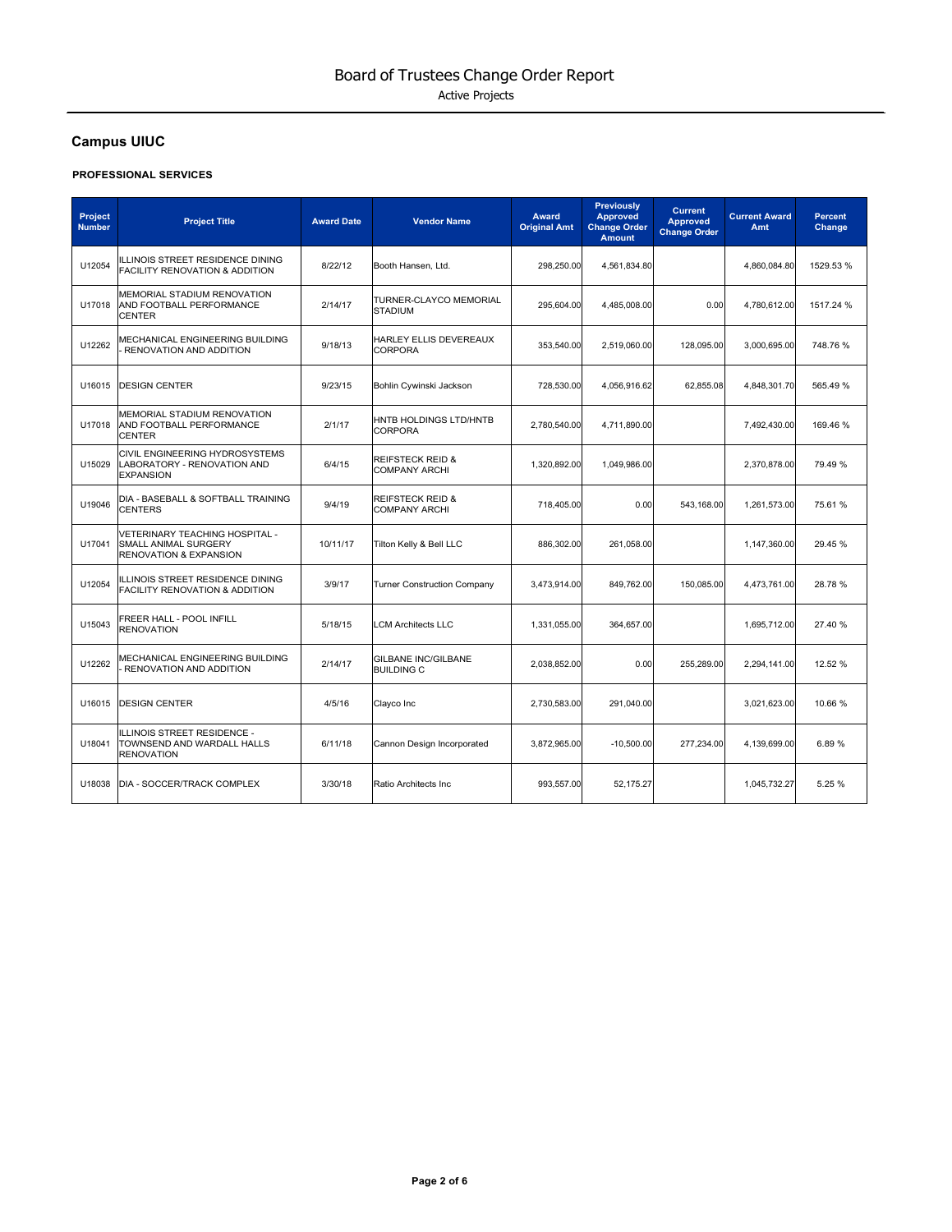# Board of Trustees Change Order Report

Active Projects

## Campus UIUC

### PROFESSIONAL SERVICES

| Project Number | Project Title | Award Date | Vendor Name | Award Original Amt | Previously Approved Change Order Amount | Current Approved Change Order | Current Award Amt | Percent Change |
|---|---|---|---|---|---|---|---|---|
| U12054 | ILLINOIS STREET RESIDENCE DINING FACILITY RENOVATION & ADDITION | 8/22/12 | Booth Hansen, Ltd. | 298,250.00 | 4,561,834.80 | | 4,860,084.80 | 1529.53 % |
| U17018 | MEMORIAL STADIUM RENOVATION AND FOOTBALL PERFORMANCE CENTER | 2/14/17 | TURNER-CLAYCO MEMORIAL STADIUM | 295,604.00 | 4,485,008.00 | 0.00 | 4,780,612.00 | 1517.24 % |
| U12262 | MECHANICAL ENGINEERING BUILDING - RENOVATION AND ADDITION | 9/18/13 | HARLEY ELLIS DEVEREAUX CORPORA | 353,540.00 | 2,519,060.00 | 128,095.00 | 3,000,695.00 | 748.76 % |
| U16015 | DESIGN CENTER | 9/23/15 | Bohlin Cywinski Jackson | 728,530.00 | 4,056,916.62 | 62,855.08 | 4,848,301.70 | 565.49 % |
| U17018 | MEMORIAL STADIUM RENOVATION AND FOOTBALL PERFORMANCE CENTER | 2/1/17 | HNTB HOLDINGS LTD/HNTB CORPORA | 2,780,540.00 | 4,711,890.00 | | 7,492,430.00 | 169.46 % |
| U15029 | CIVIL ENGINEERING HYDROSYSTEMS LABORATORY - RENOVATION AND EXPANSION | 6/4/15 | REIFSTECK REID & COMPANY ARCHI | 1,320,892.00 | 1,049,986.00 | | 2,370,878.00 | 79.49 % |
| U19046 | DIA - BASEBALL & SOFTBALL TRAINING CENTERS | 9/4/19 | REIFSTECK REID & COMPANY ARCHI | 718,405.00 | 0.00 | 543,168.00 | 1,261,573.00 | 75.61 % |
| U17041 | VETERINARY TEACHING HOSPITAL - SMALL ANIMAL SURGERY RENOVATION & EXPANSION | 10/11/17 | Tilton Kelly & Bell LLC | 886,302.00 | 261,058.00 | | 1,147,360.00 | 29.45 % |
| U12054 | ILLINOIS STREET RESIDENCE DINING FACILITY RENOVATION & ADDITION | 3/9/17 | Turner Construction Company | 3,473,914.00 | 849,762.00 | 150,085.00 | 4,473,761.00 | 28.78 % |
| U15043 | FREER HALL - POOL INFILL RENOVATION | 5/18/15 | LCM Architects LLC | 1,331,055.00 | 364,657.00 | | 1,695,712.00 | 27.40 % |
| U12262 | MECHANICAL ENGINEERING BUILDING - RENOVATION AND ADDITION | 2/14/17 | GILBANE INC/GILBANE BUILDING C | 2,038,852.00 | 0.00 | 255,289.00 | 2,294,141.00 | 12.52 % |
| U16015 | DESIGN CENTER | 4/5/16 | Clayco Inc | 2,730,583.00 | 291,040.00 | | 3,021,623.00 | 10.66 % |
| U18041 | ILLINOIS STREET RESIDENCE - TOWNSEND AND WARDALL HALLS RENOVATION | 6/11/18 | Cannon Design Incorporated | 3,872,965.00 | -10,500.00 | 277,234.00 | 4,139,699.00 | 6.89 % |
| U18038 | DIA - SOCCER/TRACK COMPLEX | 3/30/18 | Ratio Architects Inc | 993,557.00 | 52,175.27 | | 1,045,732.27 | 5.25 % |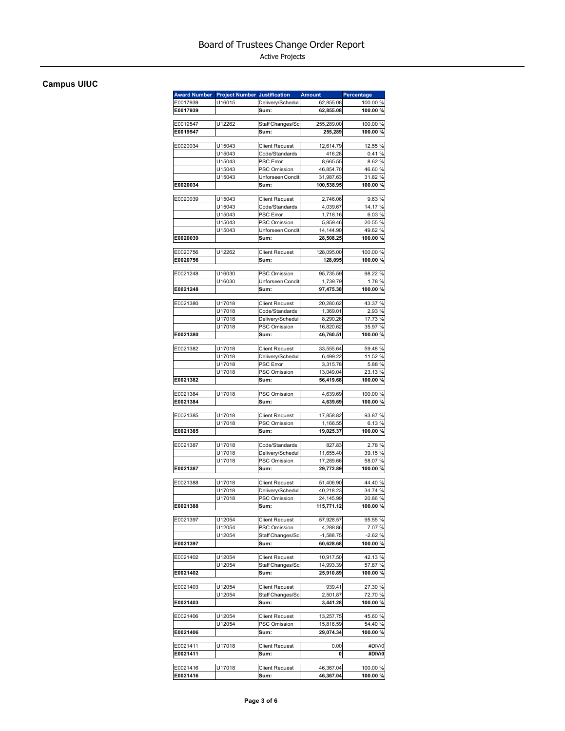# Board of Trustees Change Order Report

Active Projects

## Campus UIUC

| Award Number | Project Number | Justification | Amount | Percentage |
|---|---|---|---|---|
| E0017939 | U16015 | Delivery/Schedul | 62,855.08 | 100.00 % |
| **E0017939** | | **Sum:** | **62,855.08** | **100.00 %** |
| | | | | |
| E0019547 | U12262 | Staff Changes/Sc | 255,289.00 | 100.00 % |
| **E0019547** | | **Sum:** | **255,289** | **100.00 %** |
| | | | | |
| E0020034 | U15043 | Client Request | 12,614.79 | 12.55 % |
| | U15043 | Code/Standards | 416.28 | 0.41 % |
| | U15043 | PSC Error | 8,665.55 | 8.62 % |
| | U15043 | PSC Omission | 46,854.70 | 46.60 % |
| | U15043 | Unforseen Condit | 31,987.63 | 31.82 % |
| **E0020034** | | **Sum:** | **100,538.95** | **100.00 %** |
| | | | | |
| E0020039 | U15043 | Client Request | 2,746.06 | 9.63 % |
| | U15043 | Code/Standards | 4,039.67 | 14.17 % |
| | U15043 | PSC Error | 1,718.16 | 6.03 % |
| | U15043 | PSC Omission | 5,859.46 | 20.55 % |
| | U15043 | Unforseen Condit | 14,144.90 | 49.62 % |
| **E0020039** | | **Sum:** | **28,508.25** | **100.00 %** |
| | | | | |
| E0020756 | U12262 | Client Request | 128,095.00 | 100.00 % |
| **E0020756** | | **Sum:** | **128,095** | **100.00 %** |
| | | | | |
| E0021248 | U16030 | PSC Omission | 95,735.59 | 98.22 % |
| | U16030 | Unforseen Condit | 1,739.79 | 1.78 % |
| **E0021248** | | **Sum:** | **97,475.38** | **100.00 %** |
| | | | | |
| E0021380 | U17018 | Client Request | 20,280.62 | 43.37 % |
| | U17018 | Code/Standards | 1,369.01 | 2.93 % |
| | U17018 | Delivery/Schedul | 8,290.26 | 17.73 % |
| | U17018 | PSC Omission | 16,820.62 | 35.97 % |
| **E0021380** | | **Sum:** | **46,760.51** | **100.00 %** |
| | | | | |
| E0021382 | U17018 | Client Request | 33,555.64 | 59.48 % |
| | U17018 | Delivery/Schedul | 6,499.22 | 11.52 % |
| | U17018 | PSC Error | 3,315.78 | 5.88 % |
| | U17018 | PSC Omission | 13,049.04 | 23.13 % |
| **E0021382** | | **Sum:** | **56,419.68** | **100.00 %** |
| | | | | |
| E0021384 | U17018 | PSC Omission | 4,639.69 | 100.00 % |
| **E0021384** | | **Sum:** | **4,639.69** | **100.00 %** |
| | | | | |
| E0021385 | U17018 | Client Request | 17,858.82 | 93.87 % |
| | U17018 | PSC Omission | 1,166.55 | 6.13 % |
| **E0021385** | | **Sum:** | **19,025.37** | **100.00 %** |
| | | | | |
| E0021387 | U17018 | Code/Standards | 827.83 | 2.78 % |
| | U17018 | Delivery/Schedul | 11,655.40 | 39.15 % |
| | U17018 | PSC Omission | 17,289.66 | 58.07 % |
| **E0021387** | | **Sum:** | **29,772.89** | **100.00 %** |
| | | | | |
| E0021388 | U17018 | Client Request | 51,406.90 | 44.40 % |
| | U17018 | Delivery/Schedul | 40,218.23 | 34.74 % |
| | U17018 | PSC Omission | 24,145.99 | 20.86 % |
| **E0021388** | | **Sum:** | **115,771.12** | **100.00 %** |
| | | | | |
| E0021397 | U12054 | Client Request | 57,928.57 | 95.55 % |
| | U12054 | PSC Omission | 4,288.86 | 7.07 % |
| | U12054 | Staff Changes/Sc | -1,588.75 | -2.62 % |
| **E0021397** | | **Sum:** | **60,628.68** | **100.00 %** |
| | | | | |
| E0021402 | U12054 | Client Request | 10,917.50 | 42.13 % |
| | U12054 | Staff Changes/Sc | 14,993.39 | 57.87 % |
| **E0021402** | | **Sum:** | **25,910.89** | **100.00 %** |
| | | | | |
| E0021403 | U12054 | Client Request | 939.41 | 27.30 % |
| | U12054 | Staff Changes/Sc | 2,501.87 | 72.70 % |
| **E0021403** | | **Sum:** | **3,441.28** | **100.00 %** |
| | | | | |
| E0021406 | U12054 | Client Request | 13,257.75 | 45.60 % |
| | U12054 | PSC Omission | 15,816.59 | 54.40 % |
| **E0021406** | | **Sum:** | **29,074.34** | **100.00 %** |
| | | | | |
| E0021411 | U17018 | Client Request | 0.00 | #DIV/0 |
| **E0021411** | | **Sum:** | **0** | **#DIV/0** |
| | | | | |
| E0021416 | U17018 | Client Request | 46,367.04 | 100.00 % |
| **E0021416** | | **Sum:** | **46,367.04** | **100.00 %** |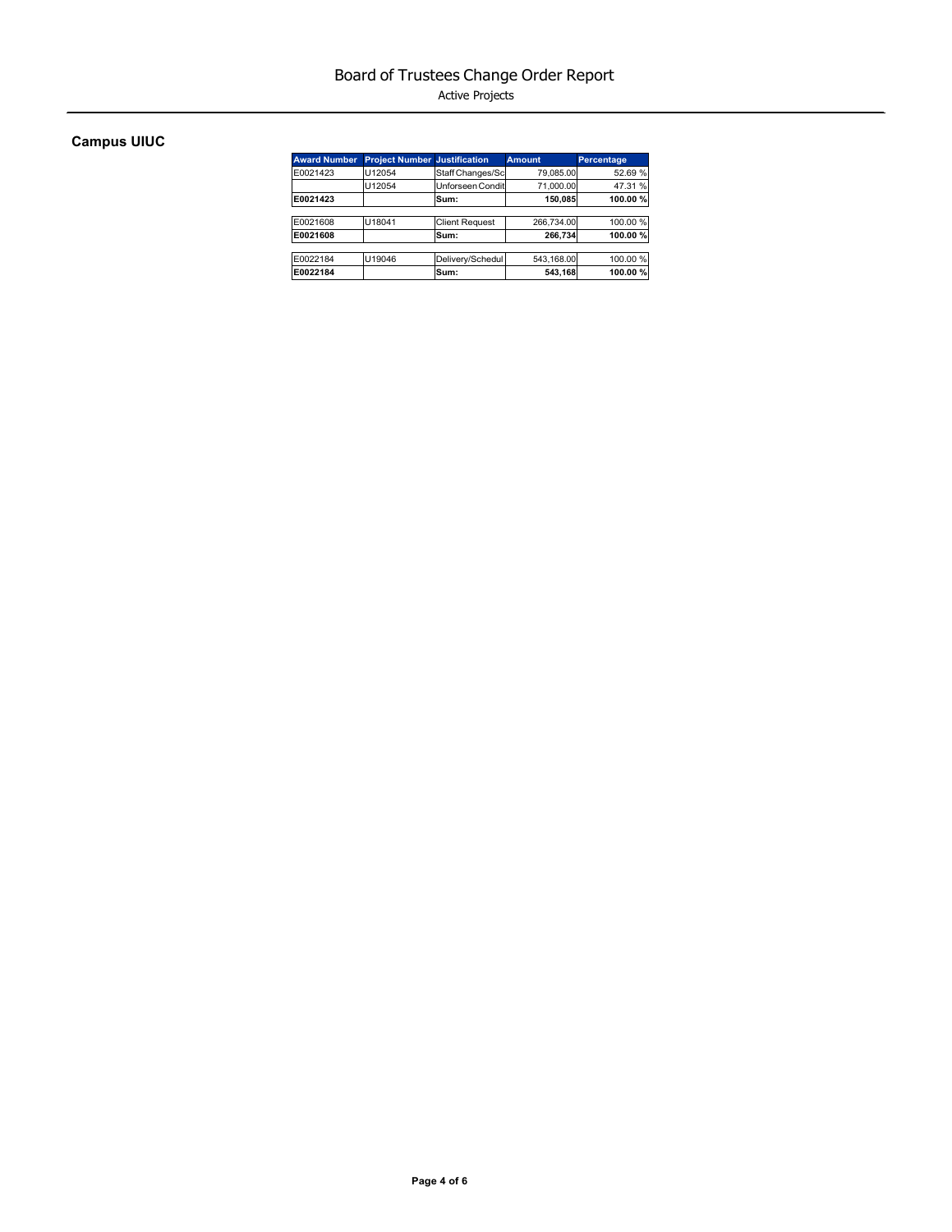# Board of Trustees Change Order Report

Active Projects

## Campus UIUC

| Award Number | Project Number | Justification | Amount | Percentage |
|---|---|---|---|---|
| E0021423 | U12054 | Staff Changes/Sc | 79,085.00 | 52.69 % |
| | U12054 | Unforseen Condit | 71,000.00 | 47.31 % |
| **E0021423** | | **Sum:** | **150,085** | **100.00 %** |
| E0021608 | U18041 | Client Request | 266,734.00 | 100.00 % |
| **E0021608** | | **Sum:** | **266,734** | **100.00 %** |
| E0022184 | U19046 | Delivery/Schedul | 543,168.00 | 100.00 % |
| **E0022184** | | **Sum:** | **543,168** | **100.00 %** |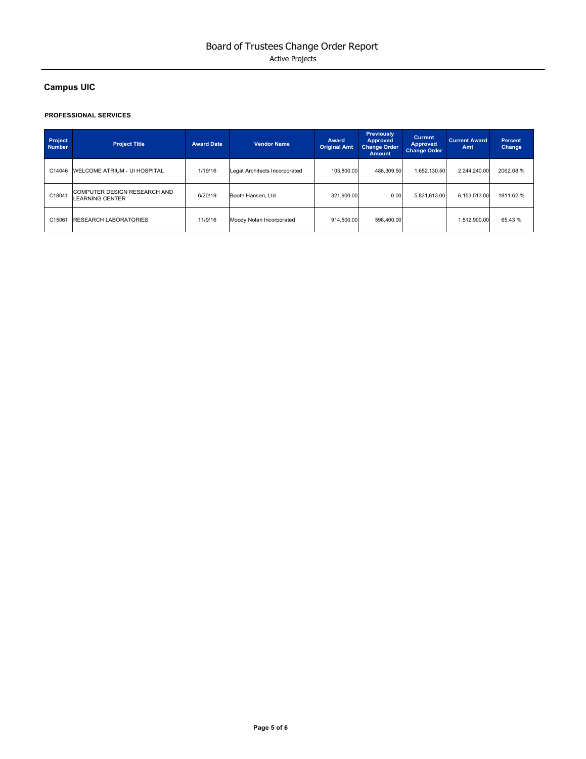# Board of Trustees Change Order Report

Active Projects

## Campus UIC

### PROFESSIONAL SERVICES

| Project Number | Project Title | Award Date | Vendor Name | Award Original Amt | Previously Approved Change Order Amount | Current Approved Change Order | Current Award Amt | Percent Change |
|---|---|---|---|---|---|---|---|---|
| C14046 | WELCOME ATRIUM - UI HOSPITAL | 1/19/16 | Legat Architects Incorporated | 103,800.00 | 488,309.50 | 1,652,130.50 | 2,244,240.00 | 2062.08 % |
| C18041 | COMPUTER DESIGN RESEARCH AND LEARNING CENTER | 6/20/19 | Booth Hansen, Ltd. | 321,900.00 | 0.00 | 5,831,613.00 | 6,153,513.00 | 1811.62 % |
| C15061 | RESEARCH LABORATORIES | 11/9/16 | Moody Nolan Incorporated | 914,500.00 | 598,400.00 | | 1,512,900.00 | 65.43 % |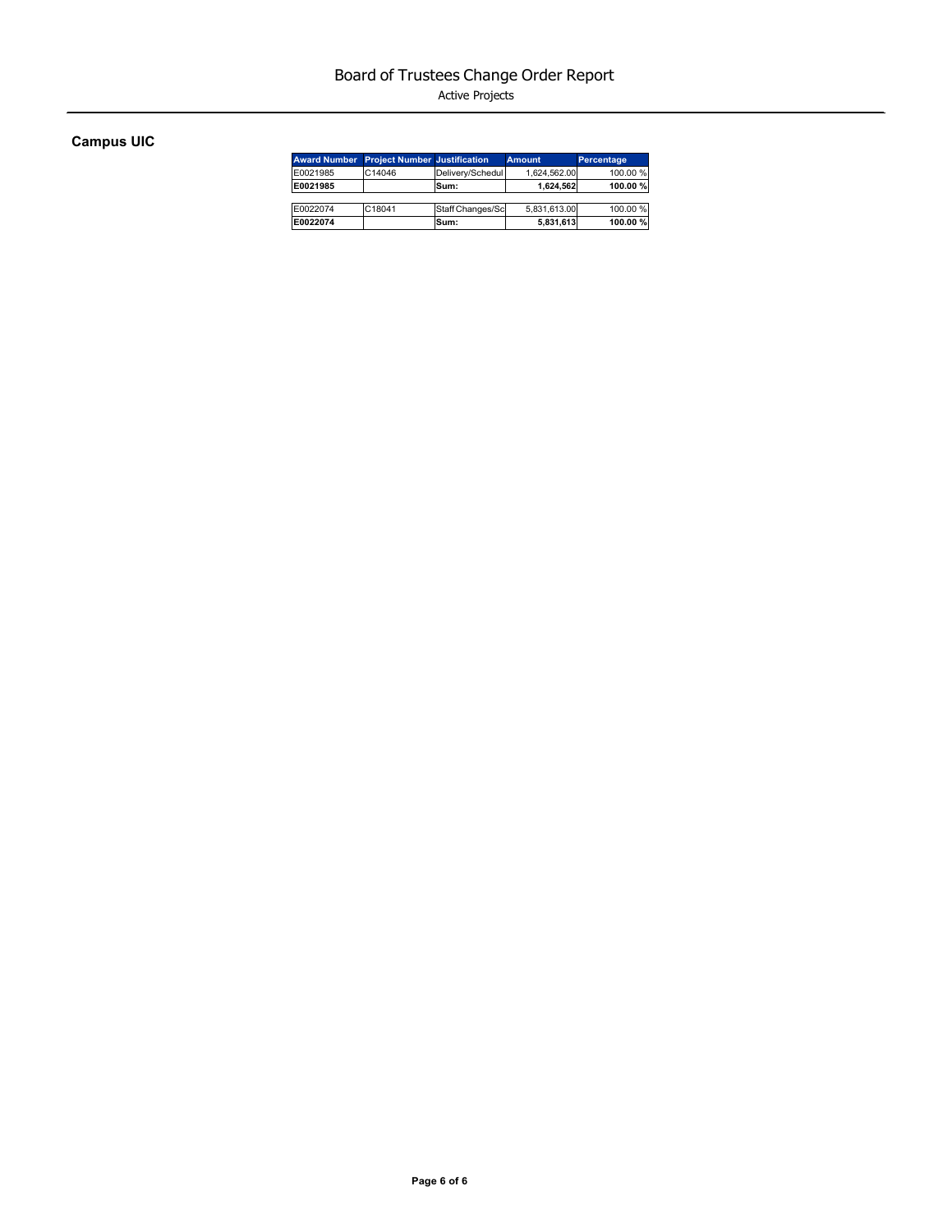# Board of Trustees Change Order Report

Active Projects

## Campus UIC

| Award Number | Project Number | Justification | Amount | Percentage |
|---|---|---|---|---|
| E0021985 | C14046 | Delivery/Schedul | 1,624,562.00 | 100.00 % |
| **E0021985** | | **Sum:** | **1,624,562** | **100.00 %** |
| E0022074 | C18041 | Staff Changes/Sc | 5,831,613.00 | 100.00 % |
| **E0022074** | | **Sum:** | **5,831,613** | **100.00 %** |